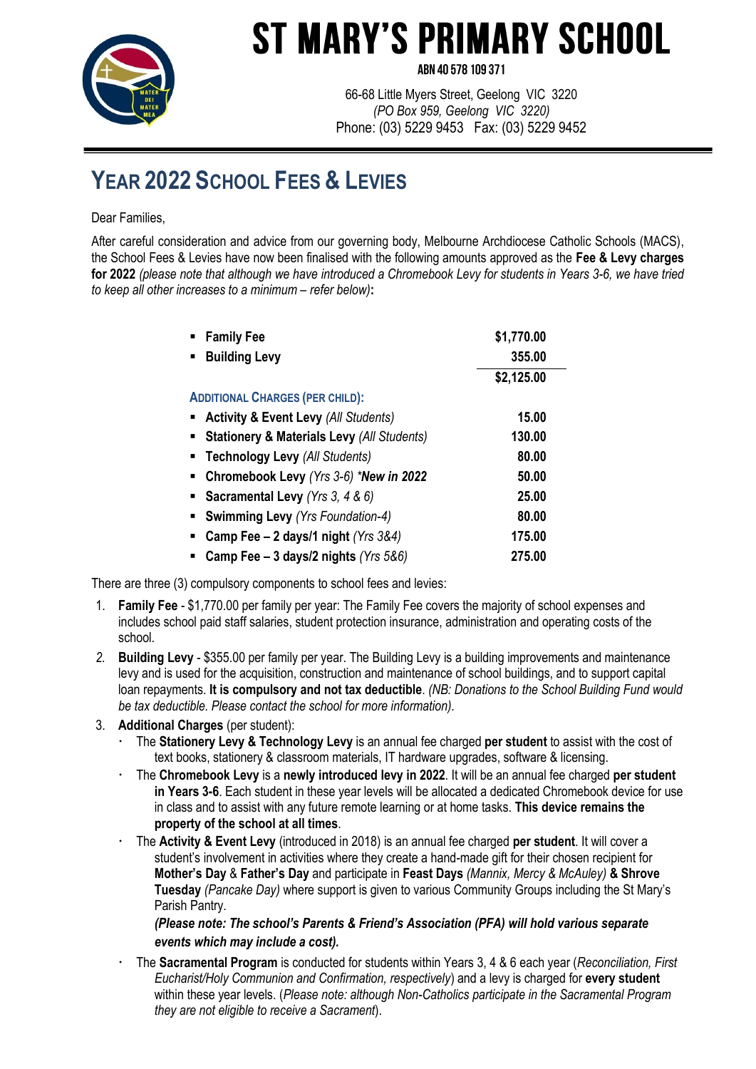# ST MARY'S PRIMARY SCHOOL

ABN 40 578 109 371

66-68 Little Myers Street, Geelong VIC 3220
*(PO Box 959, Geelong VIC 3220)*
Phone: (03) 5229 9453 Fax: (03) 5229 9452

## YEAR 2022 SCHOOL FEES & LEVIES

Dear Families,

After careful consideration and advice from our governing body, Melbourne Archdiocese Catholic Schools (MACS), the School Fees & Levies have now been finalised with the following amounts approved as the **Fee & Levy charges for 2022** *(please note that although we have introduced a Chromebook Levy for students in Years 3-6, we have tried to keep all other increases to a minimum – refer below)***:**

| | |
|---|---|
| ▪ **Family Fee** | **$1,770.00** |
| ▪ **Building Levy** | **355.00** |
| | **$2,125.00** |
| **ADDITIONAL CHARGES (PER CHILD):** | |
| ▪ **Activity & Event Levy** *(All Students)* | **15.00** |
| ▪ **Stationery & Materials Levy** *(All Students)* | **130.00** |
| ▪ **Technology Levy** *(All Students)* | **80.00** |
| ▪ **Chromebook Levy** *(Yrs 3-6) **\*New in 2022*** | **50.00** |
| ▪ **Sacramental Levy** *(Yrs 3, 4 & 6)* | **25.00** |
| ▪ **Swimming Levy** *(Yrs Foundation-4)* | **80.00** |
| ▪ **Camp Fee – 2 days/1 night** *(Yrs 3&4)* | **175.00** |
| ▪ **Camp Fee – 3 days/2 nights** *(Yrs 5&6)* | **275.00** |

There are three (3) compulsory components to school fees and levies:

1. **Family Fee** - $1,770.00 per family per year: The Family Fee covers the majority of school expenses and includes school paid staff salaries, student protection insurance, administration and operating costs of the school.
2. **Building Levy** - $355.00 per family per year. The Building Levy is a building improvements and maintenance levy and is used for the acquisition, construction and maintenance of school buildings, and to support capital loan repayments. **It is compulsory and not tax deductible**. *(NB: Donations to the School Building Fund would be tax deductible. Please contact the school for more information).*
3. **Additional Charges** (per student):
   - The **Stationery Levy & Technology Levy** is an annual fee charged **per student** to assist with the cost of text books, stationery & classroom materials, IT hardware upgrades, software & licensing.
   - The **Chromebook Levy** is a **newly introduced levy in 2022**. It will be an annual fee charged **per student in Years 3-6**. Each student in these year levels will be allocated a dedicated Chromebook device for use in class and to assist with any future remote learning or at home tasks. **This device remains the property of the school at all times**.
   - The **Activity & Event Levy** (introduced in 2018) is an annual fee charged **per student**. It will cover a student's involvement in activities where they create a hand-made gift for their chosen recipient for **Mother's Day** & **Father's Day** and participate in **Feast Days** *(Mannix, Mercy & McAuley)* **& Shrove Tuesday** *(Pancake Day)* where support is given to various Community Groups including the St Mary's Parish Pantry.

     ***(Please note: The school's Parents & Friend's Association (PFA) will hold various separate events which may include a cost).***
   - The **Sacramental Program** is conducted for students within Years 3, 4 & 6 each year (*Reconciliation, First Eucharist/Holy Communion and Confirmation, respectively*) and a levy is charged for **every student** within these year levels. (*Please note: although Non-Catholics participate in the Sacramental Program they are not eligible to receive a Sacrament*).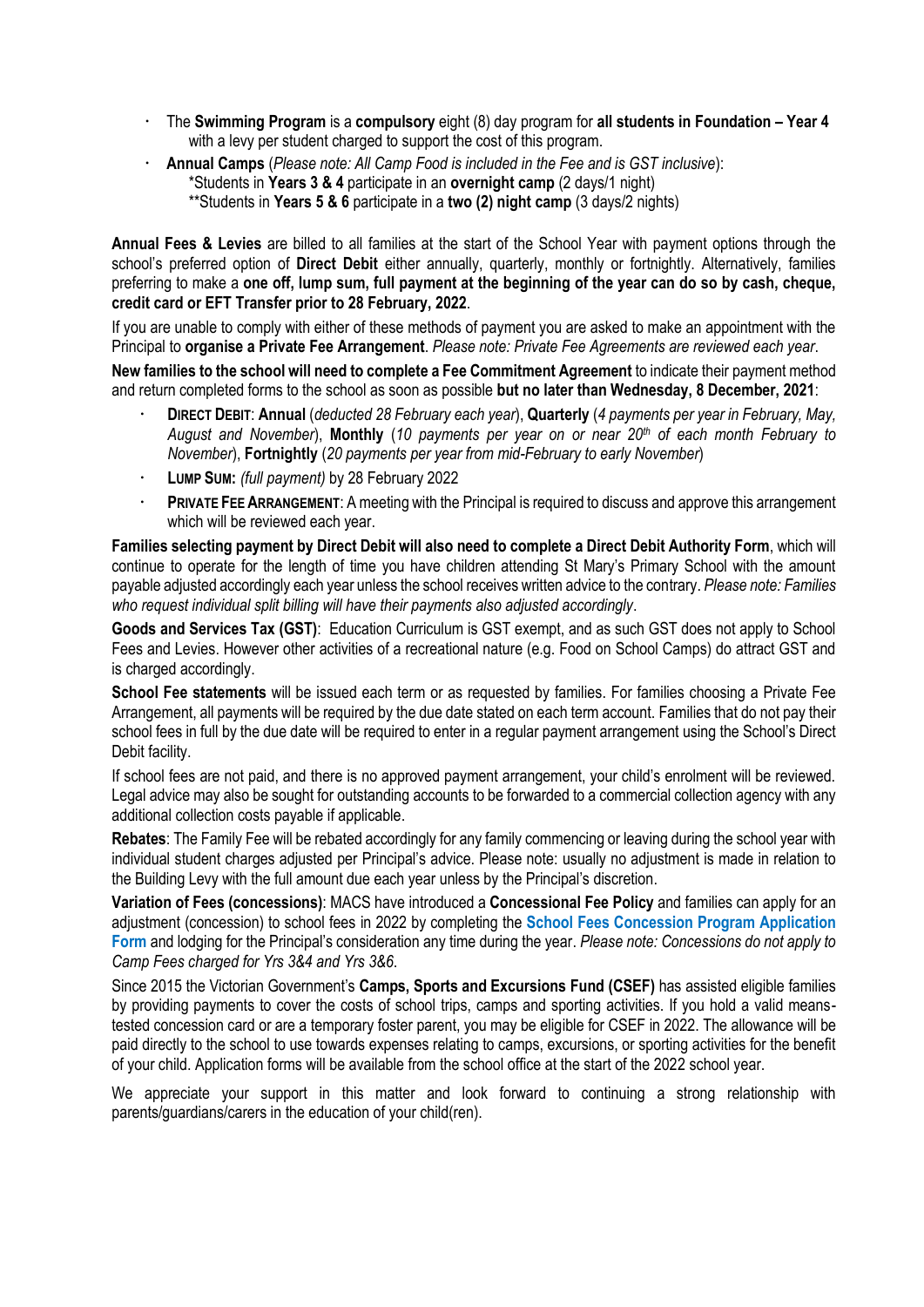- The **Swimming Program** is a **compulsory** eight (8) day program for **all students in Foundation – Year 4** with a levy per student charged to support the cost of this program.
- **Annual Camps** (*Please note: All Camp Food is included in the Fee and is GST inclusive*):
  *Students in **Years 3 & 4** participate in an **overnight camp** (2 days/1 night)
  **Students in **Years 5 & 6** participate in a **two (2) night camp** (3 days/2 nights)

**Annual Fees & Levies** are billed to all families at the start of the School Year with payment options through the school's preferred option of **Direct Debit** either annually, quarterly, monthly or fortnightly. Alternatively, families preferring to make a **one off, lump sum, full payment at the beginning of the year can do so by cash, cheque, credit card or EFT Transfer prior to 28 February, 2022**.

If you are unable to comply with either of these methods of payment you are asked to make an appointment with the Principal to **organise a Private Fee Arrangement**. *Please note: Private Fee Agreements are reviewed each year*.

**New families to the school will need to complete a Fee Commitment Agreement** to indicate their payment method and return completed forms to the school as soon as possible **but no later than Wednesday, 8 December, 2021**:

- **DIRECT DEBIT**: **Annual** (*deducted 28 February each year*), **Quarterly** (*4 payments per year in February, May, August and November*), **Monthly** (*10 payments per year on or near 20th of each month February to November*), **Fortnightly** (*20 payments per year from mid-February to early November*)
- **LUMP SUM:** *(full payment)* by 28 February 2022
- **PRIVATE FEE ARRANGEMENT**: A meeting with the Principal is required to discuss and approve this arrangement which will be reviewed each year.

**Families selecting payment by Direct Debit will also need to complete a Direct Debit Authority Form**, which will continue to operate for the length of time you have children attending St Mary's Primary School with the amount payable adjusted accordingly each year unless the school receives written advice to the contrary. *Please note: Families who request individual split billing will have their payments also adjusted accordingly*.

**Goods and Services Tax (GST)**: Education Curriculum is GST exempt, and as such GST does not apply to School Fees and Levies. However other activities of a recreational nature (e.g. Food on School Camps) do attract GST and is charged accordingly.

**School Fee statements** will be issued each term or as requested by families. For families choosing a Private Fee Arrangement, all payments will be required by the due date stated on each term account. Families that do not pay their school fees in full by the due date will be required to enter in a regular payment arrangement using the School's Direct Debit facility.

If school fees are not paid, and there is no approved payment arrangement, your child's enrolment will be reviewed. Legal advice may also be sought for outstanding accounts to be forwarded to a commercial collection agency with any additional collection costs payable if applicable.

**Rebates**: The Family Fee will be rebated accordingly for any family commencing or leaving during the school year with individual student charges adjusted per Principal's advice. Please note: usually no adjustment is made in relation to the Building Levy with the full amount due each year unless by the Principal's discretion.

**Variation of Fees (concessions)**: MACS have introduced a **Concessional Fee Policy** and families can apply for an adjustment (concession) to school fees in 2022 by completing the **School Fees Concession Program Application Form** and lodging for the Principal's consideration any time during the year. *Please note: Concessions do not apply to Camp Fees charged for Yrs 3&4 and Yrs 3&6.*

Since 2015 the Victorian Government's **Camps, Sports and Excursions Fund (CSEF)** has assisted eligible families by providing payments to cover the costs of school trips, camps and sporting activities. If you hold a valid means-tested concession card or are a temporary foster parent, you may be eligible for CSEF in 2022. The allowance will be paid directly to the school to use towards expenses relating to camps, excursions, or sporting activities for the benefit of your child. Application forms will be available from the school office at the start of the 2022 school year.

We appreciate your support in this matter and look forward to continuing a strong relationship with parents/guardians/carers in the education of your child(ren).